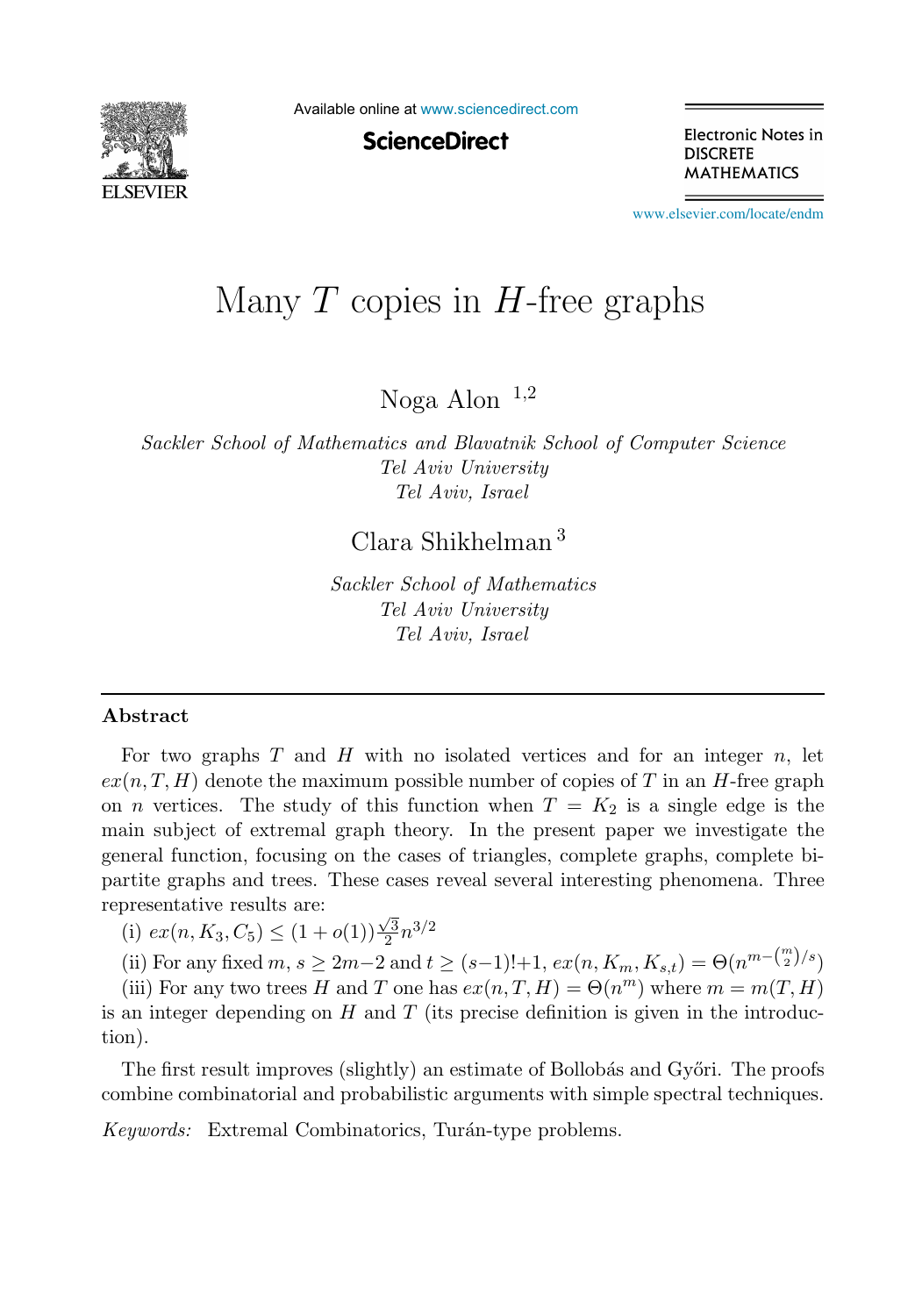# Many $T$ copies in $H$-free graphs

Noga Alon [1,2]

*Sackler School of Mathematics and Blavatnik School of Computer Science*
*Tel Aviv University*
*Tel Aviv, Israel*

Clara Shikhelman [3]

*Sackler School of Mathematics*
*Tel Aviv University*
*Tel Aviv, Israel*

---

## Abstract

For two graphs $T$ and $H$ with no isolated vertices and for an integer $n$, let $ex(n, T, H)$ denote the maximum possible number of copies of $T$ in an $H$-free graph on $n$ vertices. The study of this function when $T = K_2$ is a single edge is the main subject of extremal graph theory. In the present paper we investigate the general function, focusing on the cases of triangles, complete graphs, complete bipartite graphs and trees. These cases reveal several interesting phenomena. Three representative results are:

(i) $ex(n, K_3, C_5) \leq (1 + o(1))\frac{\sqrt{3}}{2}n^{3/2}$

(ii) For any fixed $m$, $s \geq 2m-2$ and $t \geq (s-1)!+1$, $ex(n, K_m, K_{s,t}) = \Theta(n^{m-\binom{m}{2}/s})$

(iii) For any two trees $H$ and $T$ one has $ex(n, T, H) = \Theta(n^m)$ where $m = m(T, H)$ is an integer depending on $H$ and $T$ (its precise definition is given in the introduction).

The first result improves (slightly) an estimate of Bollobás and Győri. The proofs combine combinatorial and probabilistic arguments with simple spectral techniques.

*Keywords:* Extremal Combinatorics, Turán-type problems.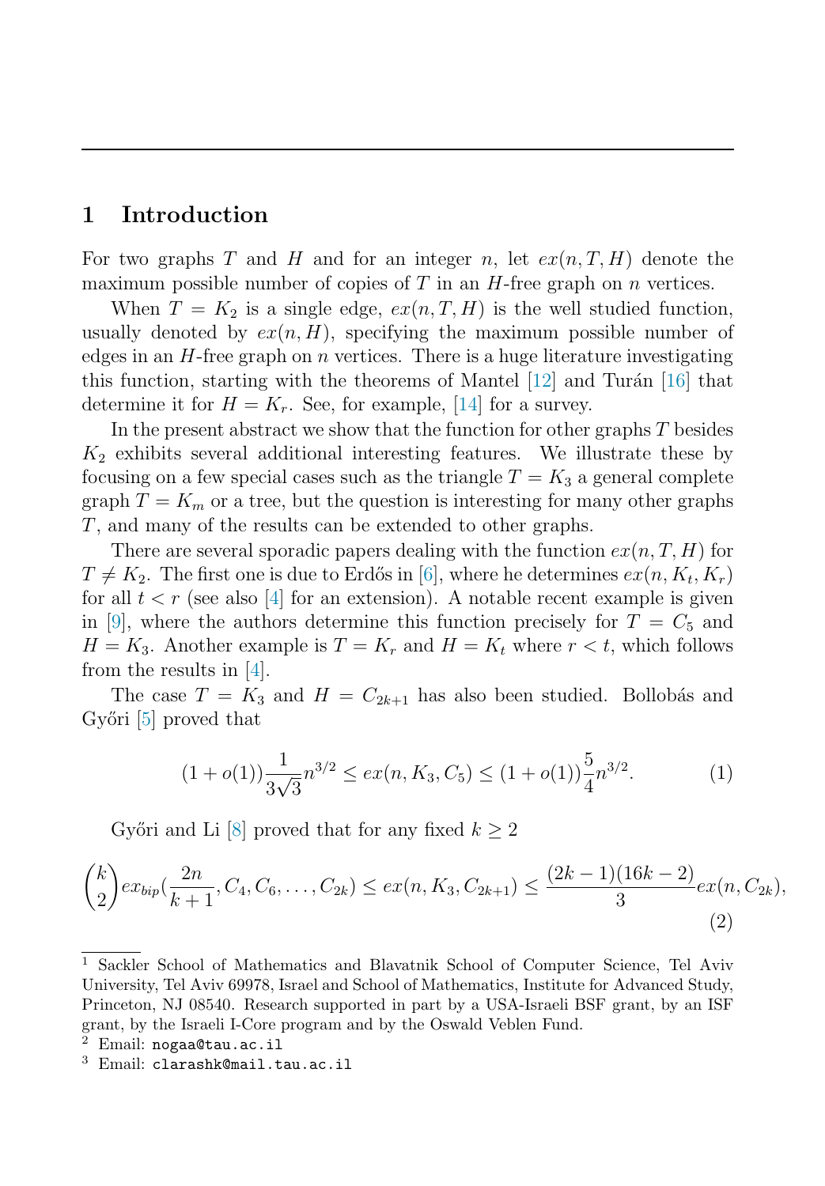## 1 Introduction

For two graphs $T$ and $H$ and for an integer $n$, let $ex(n, T, H)$ denote the maximum possible number of copies of $T$ in an $H$-free graph on $n$ vertices.

When $T = K_2$ is a single edge, $ex(n, T, H)$ is the well studied function, usually denoted by $ex(n, H)$, specifying the maximum possible number of edges in an $H$-free graph on $n$ vertices. There is a huge literature investigating this function, starting with the theorems of Mantel [12] and Turán [16] that determine it for $H = K_r$. See, for example, [14] for a survey.

In the present abstract we show that the function for other graphs $T$ besides $K_2$ exhibits several additional interesting features. We illustrate these by focusing on a few special cases such as the triangle $T = K_3$ a general complete graph $T = K_m$ or a tree, but the question is interesting for many other graphs $T$, and many of the results can be extended to other graphs.

There are several sporadic papers dealing with the function $ex(n, T, H)$ for $T \neq K_2$. The first one is due to Erdős in [6], where he determines $ex(n, K_t, K_r)$ for all $t < r$ (see also [4] for an extension). A notable recent example is given in [9], where the authors determine this function precisely for $T = C_5$ and $H = K_3$. Another example is $T = K_r$ and $H = K_t$ where $r < t$, which follows from the results in [4].

The case $T = K_3$ and $H = C_{2k+1}$ has also been studied. Bollobás and Győri [5] proved that

$$(1 + o(1))\frac{1}{3\sqrt{3}}n^{3/2} \leq ex(n, K_3, C_5) \leq (1 + o(1))\frac{5}{4}n^{3/2}. \tag{1}$$

Győri and Li [8] proved that for any fixed $k \geq 2$

$$\binom{k}{2} ex_{bip}(\frac{2n}{k+1}, C_4, C_6, \ldots, C_{2k}) \leq ex(n, K_3, C_{2k+1}) \leq \frac{(2k-1)(16k-2)}{3} ex(n, C_{2k}), \tag{2}$$

---

[1] Sackler School of Mathematics and Blavatnik School of Computer Science, Tel Aviv University, Tel Aviv 69978, Israel and School of Mathematics, Institute for Advanced Study, Princeton, NJ 08540. Research supported in part by a USA-Israeli BSF grant, by an ISF grant, by the Israeli I-Core program and by the Oswald Veblen Fund.

[2] Email: nogaa@tau.ac.il

[3] Email: clarashk@mail.tau.ac.il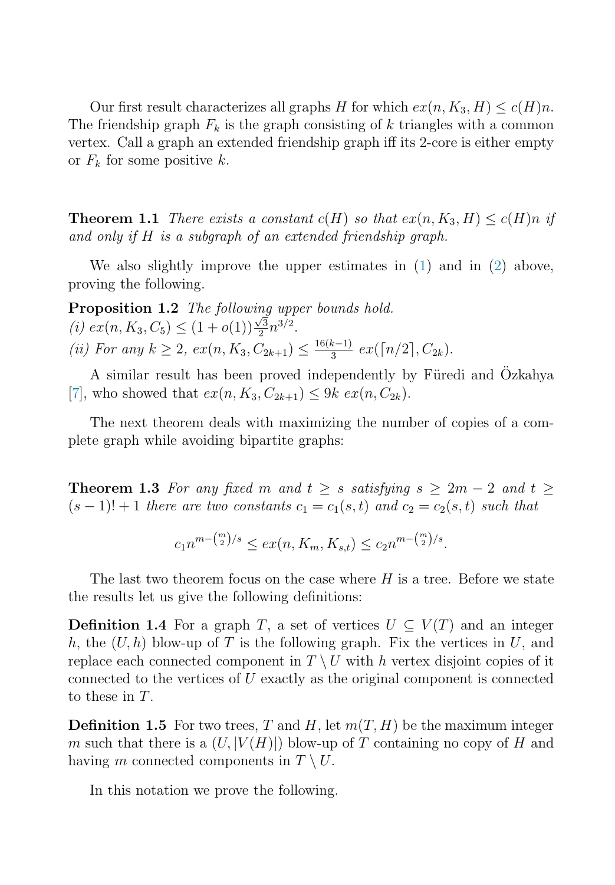Our first result characterizes all graphs $H$ for which $ex(n, K_3, H) \leq c(H)n$. The friendship graph $F_k$ is the graph consisting of $k$ triangles with a common vertex. Call a graph an extended friendship graph iff its 2-core is either empty or $F_k$ for some positive $k$.

**Theorem 1.1** *There exists a constant $c(H)$ so that $ex(n, K_3, H) \leq c(H)n$ if and only if $H$ is a subgraph of an extended friendship graph.*

We also slightly improve the upper estimates in (1) and in (2) above, proving the following.

**Proposition 1.2** *The following upper bounds hold.*
*(i) $ex(n, K_3, C_5) \leq (1 + o(1))\frac{\sqrt{3}}{2}n^{3/2}$.*
*(ii) For any $k \geq 2$, $ex(n, K_3, C_{2k+1}) \leq \frac{16(k-1)}{3}\ ex(\lceil n/2 \rceil, C_{2k})$.*

A similar result has been proved independently by Füredi and Özkahya [7], who showed that $ex(n, K_3, C_{2k+1}) \leq 9k\ ex(n, C_{2k})$.

The next theorem deals with maximizing the number of copies of a complete graph while avoiding bipartite graphs:

**Theorem 1.3** *For any fixed $m$ and $t \geq s$ satisfying $s \geq 2m - 2$ and $t \geq (s-1)! + 1$ there are two constants $c_1 = c_1(s, t)$ and $c_2 = c_2(s, t)$ such that*

$$c_1 n^{m - \binom{m}{2}/s} \leq ex(n, K_m, K_{s,t}) \leq c_2 n^{m - \binom{m}{2}/s}.$$

The last two theorem focus on the case where $H$ is a tree. Before we state the results let us give the following definitions:

**Definition 1.4** For a graph $T$, a set of vertices $U \subseteq V(T)$ and an integer $h$, the $(U, h)$ blow-up of $T$ is the following graph. Fix the vertices in $U$, and replace each connected component in $T \setminus U$ with $h$ vertex disjoint copies of it connected to the vertices of $U$ exactly as the original component is connected to these in $T$.

**Definition 1.5** For two trees, $T$ and $H$, let $m(T, H)$ be the maximum integer $m$ such that there is a $(U, |V(H)|)$ blow-up of $T$ containing no copy of $H$ and having $m$ connected components in $T \setminus U$.

In this notation we prove the following.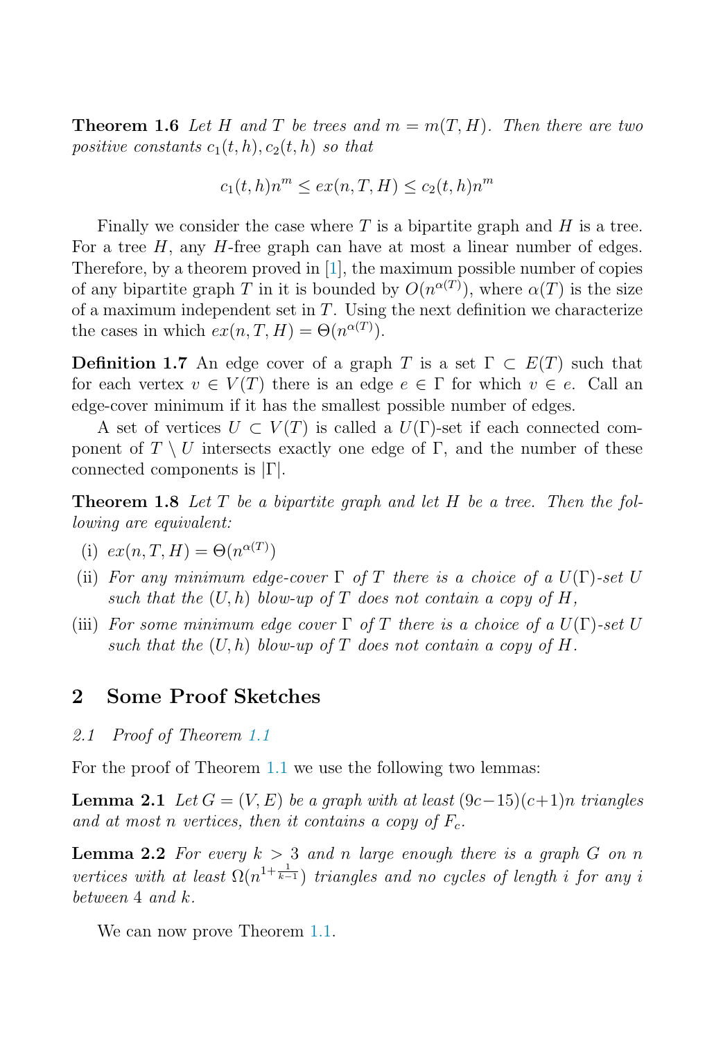**Theorem 1.6** *Let $H$ and $T$ be trees and $m = m(T, H)$. Then there are two positive constants $c_1(t, h), c_2(t, h)$ so that*

$$c_1(t, h)n^m \leq ex(n, T, H) \leq c_2(t, h)n^m$$

Finally we consider the case where $T$ is a bipartite graph and $H$ is a tree. For a tree $H$, any $H$-free graph can have at most a linear number of edges. Therefore, by a theorem proved in [1], the maximum possible number of copies of any bipartite graph $T$ in it is bounded by $O(n^{\alpha(T)})$, where $\alpha(T)$ is the size of a maximum independent set in $T$. Using the next definition we characterize the cases in which $ex(n, T, H) = \Theta(n^{\alpha(T)})$.

**Definition 1.7** An edge cover of a graph $T$ is a set $\Gamma \subset E(T)$ such that for each vertex $v \in V(T)$ there is an edge $e \in \Gamma$ for which $v \in e$. Call an edge-cover minimum if it has the smallest possible number of edges.

A set of vertices $U \subset V(T)$ is called a $U(\Gamma)$-set if each connected component of $T \setminus U$ intersects exactly one edge of $\Gamma$, and the number of these connected components is $|\Gamma|$.

**Theorem 1.8** *Let $T$ be a bipartite graph and let $H$ be a tree. Then the following are equivalent:*

- (i) $ex(n, T, H) = \Theta(n^{\alpha(T)})$
- (ii) *For any minimum edge-cover $\Gamma$ of $T$ there is a choice of a $U(\Gamma)$-set $U$ such that the $(U, h)$ blow-up of $T$ does not contain a copy of $H$,*
- (iii) *For some minimum edge cover $\Gamma$ of $T$ there is a choice of a $U(\Gamma)$-set $U$ such that the $(U, h)$ blow-up of $T$ does not contain a copy of $H$.*

## 2 Some Proof Sketches

### 2.1 Proof of Theorem 1.1

For the proof of Theorem 1.1 we use the following two lemmas:

**Lemma 2.1** *Let $G = (V, E)$ be a graph with at least $(9c-15)(c+1)n$ triangles and at most $n$ vertices, then it contains a copy of $F_c$.*

**Lemma 2.2** *For every $k > 3$ and $n$ large enough there is a graph $G$ on $n$ vertices with at least $\Omega(n^{1+\frac{1}{k-1}})$ triangles and no cycles of length $i$ for any $i$ between 4 and $k$.*

We can now prove Theorem 1.1.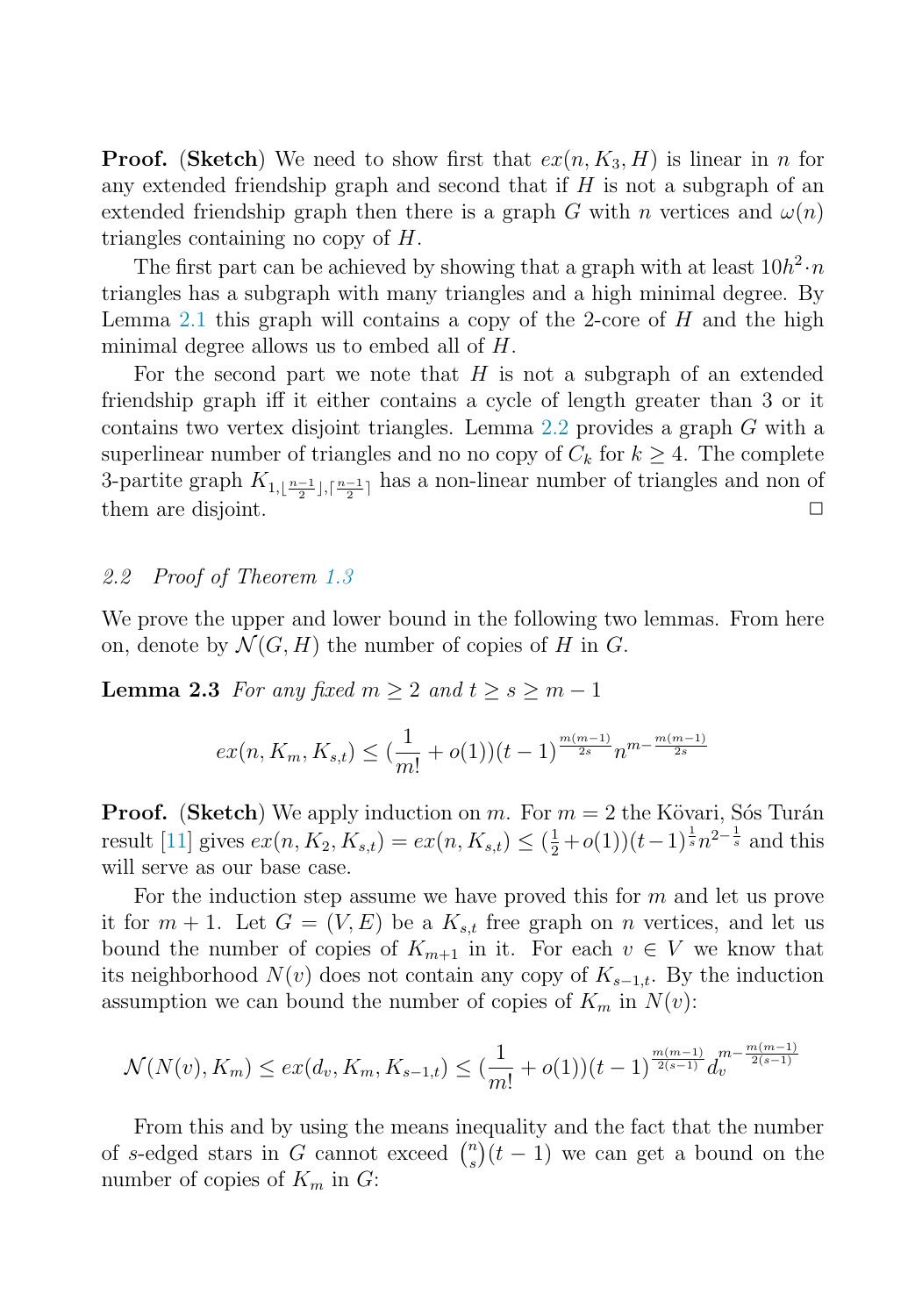**Proof.** (**Sketch**) We need to show first that $ex(n, K_3, H)$ is linear in $n$ for any extended friendship graph and second that if $H$ is not a subgraph of an extended friendship graph then there is a graph $G$ with $n$ vertices and $\omega(n)$ triangles containing no copy of $H$.

The first part can be achieved by showing that a graph with at least $10h^2 \cdot n$ triangles has a subgraph with many triangles and a high minimal degree. By Lemma 2.1 this graph will contains a copy of the 2-core of $H$ and the high minimal degree allows us to embed all of $H$.

For the second part we note that $H$ is not a subgraph of an extended friendship graph iff it either contains a cycle of length greater than 3 or it contains two vertex disjoint triangles. Lemma 2.2 provides a graph $G$ with a superlinear number of triangles and no no copy of $C_k$ for $k \geq 4$. The complete 3-partite graph $K_{1,\lfloor \frac{n-1}{2} \rfloor, \lceil \frac{n-1}{2} \rceil}$ has a non-linear number of triangles and non of them are disjoint. □

## *2.2 Proof of Theorem 1.3*

We prove the upper and lower bound in the following two lemmas. From here on, denote by $\mathcal{N}(G, H)$ the number of copies of $H$ in $G$.

**Lemma 2.3** *For any fixed $m \geq 2$ and $t \geq s \geq m-1$*

$$ex(n, K_m, K_{s,t}) \leq (\frac{1}{m!} + o(1))(t-1)^{\frac{m(m-1)}{2s}} n^{m - \frac{m(m-1)}{2s}}$$

**Proof.** (**Sketch**) We apply induction on $m$. For $m = 2$ the Kövari, Sós Turán result [11] gives $ex(n, K_2, K_{s,t}) = ex(n, K_{s,t}) \leq (\frac{1}{2} + o(1))(t-1)^{\frac{1}{s}} n^{2-\frac{1}{s}}$ and this will serve as our base case.

For the induction step assume we have proved this for $m$ and let us prove it for $m+1$. Let $G = (V, E)$ be a $K_{s,t}$ free graph on $n$ vertices, and let us bound the number of copies of $K_{m+1}$ in it. For each $v \in V$ we know that its neighborhood $N(v)$ does not contain any copy of $K_{s-1,t}$. By the induction assumption we can bound the number of copies of $K_m$ in $N(v)$:

$$\mathcal{N}(N(v), K_m) \leq ex(d_v, K_m, K_{s-1,t}) \leq (\frac{1}{m!} + o(1))(t-1)^{\frac{m(m-1)}{2(s-1)}} d_v^{m - \frac{m(m-1)}{2(s-1)}}$$

From this and by using the means inequality and the fact that the number of $s$-edged stars in $G$ cannot exceed $\binom{n}{s}(t-1)$ we can get a bound on the number of copies of $K_m$ in $G$: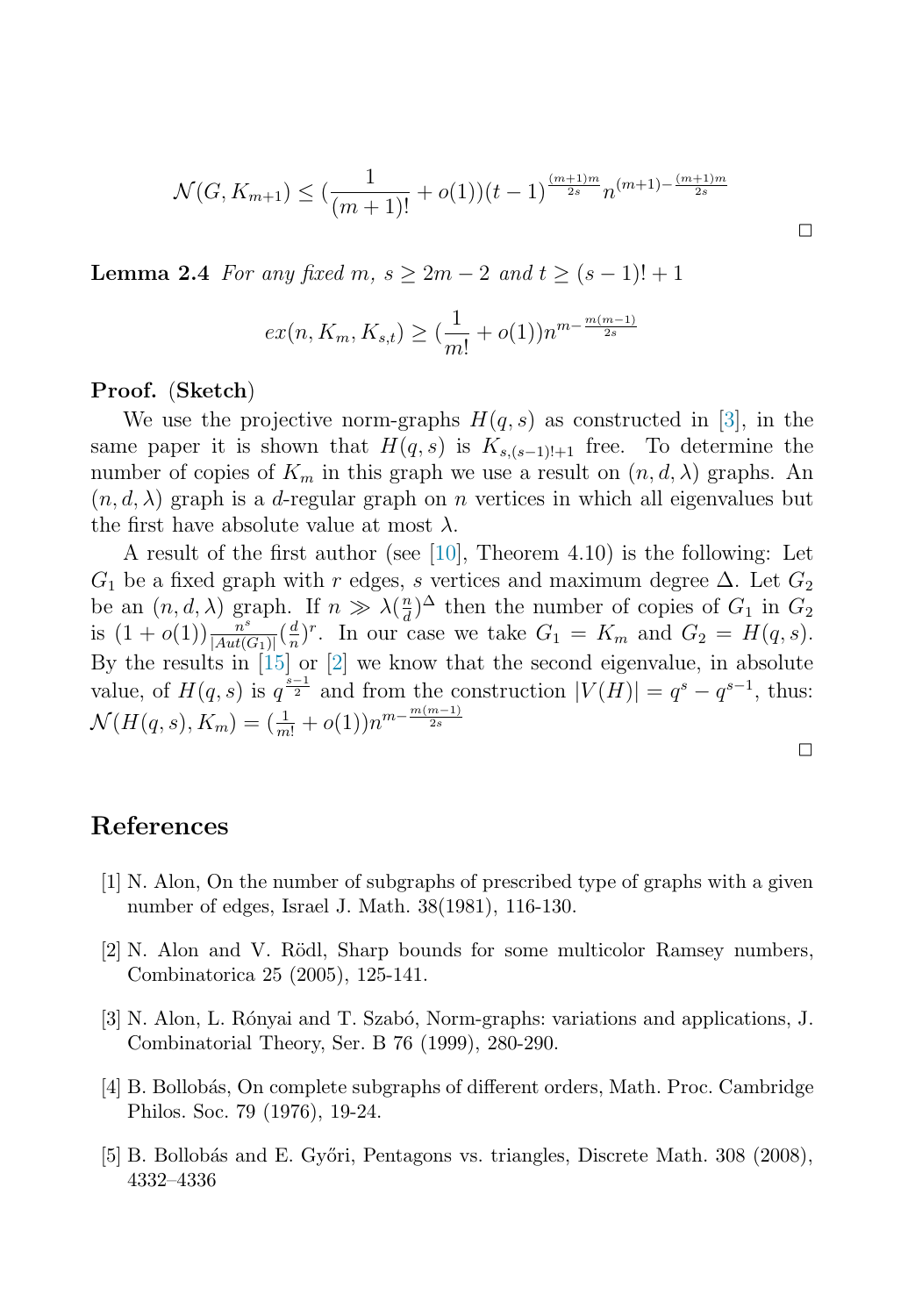$$\mathcal{N}(G, K_{m+1}) \leq (\frac{1}{(m+1)!} + o(1))(t-1)^{\frac{(m+1)m}{2s}} n^{(m+1) - \frac{(m+1)m}{2s}}$$

□

**Lemma 2.4** *For any fixed $m$, $s \geq 2m - 2$ and $t \geq (s-1)! + 1$*

$$ex(n, K_m, K_{s,t}) \geq (\frac{1}{m!} + o(1)) n^{m - \frac{m(m-1)}{2s}}$$

**Proof.** (**Sketch**)

We use the projective norm-graphs $H(q, s)$ as constructed in [3], in the same paper it is shown that $H(q, s)$ is $K_{s,(s-1)!+1}$ free. To determine the number of copies of $K_m$ in this graph we use a result on $(n, d, \lambda)$ graphs. An $(n, d, \lambda)$ graph is a $d$-regular graph on $n$ vertices in which all eigenvalues but the first have absolute value at most $\lambda$.

A result of the first author (see [10], Theorem 4.10) is the following: Let $G_1$ be a fixed graph with $r$ edges, $s$ vertices and maximum degree $\Delta$. Let $G_2$ be an $(n, d, \lambda)$ graph. If $n \gg \lambda (\frac{n}{d})^{\Delta}$ then the number of copies of $G_1$ in $G_2$ is $(1 + o(1)) \frac{n^s}{|Aut(G_1)|} (\frac{d}{n})^r$. In our case we take $G_1 = K_m$ and $G_2 = H(q, s)$. By the results in [15] or [2] we know that the second eigenvalue, in absolute value, of $H(q, s)$ is $q^{\frac{s-1}{2}}$ and from the construction $|V(H)| = q^s - q^{s-1}$, thus: $\mathcal{N}(H(q, s), K_m) = (\frac{1}{m!} + o(1)) n^{m - \frac{m(m-1)}{2s}}$

□

## References

[1] N. Alon, On the number of subgraphs of prescribed type of graphs with a given number of edges, Israel J. Math. 38(1981), 116-130.

[2] N. Alon and V. Rödl, Sharp bounds for some multicolor Ramsey numbers, Combinatorica 25 (2005), 125-141.

[3] N. Alon, L. Rónyai and T. Szabó, Norm-graphs: variations and applications, J. Combinatorial Theory, Ser. B 76 (1999), 280-290.

[4] B. Bollobás, On complete subgraphs of different orders, Math. Proc. Cambridge Philos. Soc. 79 (1976), 19-24.

[5] B. Bollobás and E. Győri, Pentagons vs. triangles, Discrete Math. 308 (2008), 4332–4336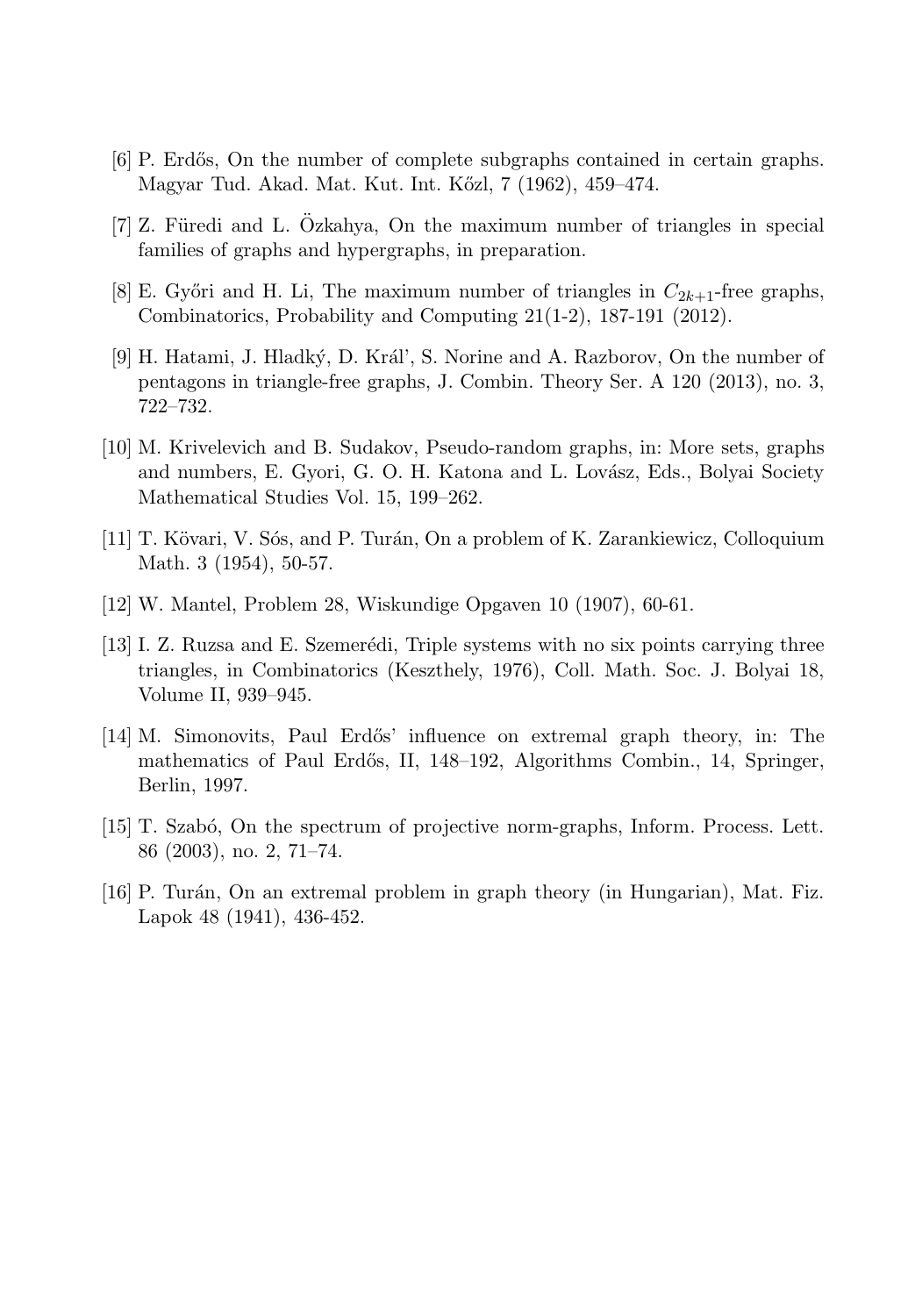[6] P. Erdős, On the number of complete subgraphs contained in certain graphs. Magyar Tud. Akad. Mat. Kut. Int. Kőzl, 7 (1962), 459–474.

[7] Z. Füredi and L. Özkahya, On the maximum number of triangles in special families of graphs and hypergraphs, in preparation.

[8] E. Győri and H. Li, The maximum number of triangles in $C_{2k+1}$-free graphs, Combinatorics, Probability and Computing 21(1-2), 187-191 (2012).

[9] H. Hatami, J. Hladký, D. Král', S. Norine and A. Razborov, On the number of pentagons in triangle-free graphs, J. Combin. Theory Ser. A 120 (2013), no. 3, 722–732.

[10] M. Krivelevich and B. Sudakov, Pseudo-random graphs, in: More sets, graphs and numbers, E. Gyori, G. O. H. Katona and L. Lovász, Eds., Bolyai Society Mathematical Studies Vol. 15, 199–262.

[11] T. Kövari, V. Sós, and P. Turán, On a problem of K. Zarankiewicz, Colloquium Math. 3 (1954), 50-57.

[12] W. Mantel, Problem 28, Wiskundige Opgaven 10 (1907), 60-61.

[13] I. Z. Ruzsa and E. Szemerédi, Triple systems with no six points carrying three triangles, in Combinatorics (Keszthely, 1976), Coll. Math. Soc. J. Bolyai 18, Volume II, 939–945.

[14] M. Simonovits, Paul Erdős' influence on extremal graph theory, in: The mathematics of Paul Erdős, II, 148–192, Algorithms Combin., 14, Springer, Berlin, 1997.

[15] T. Szabó, On the spectrum of projective norm-graphs, Inform. Process. Lett. 86 (2003), no. 2, 71–74.

[16] P. Turán, On an extremal problem in graph theory (in Hungarian), Mat. Fiz. Lapok 48 (1941), 436-452.